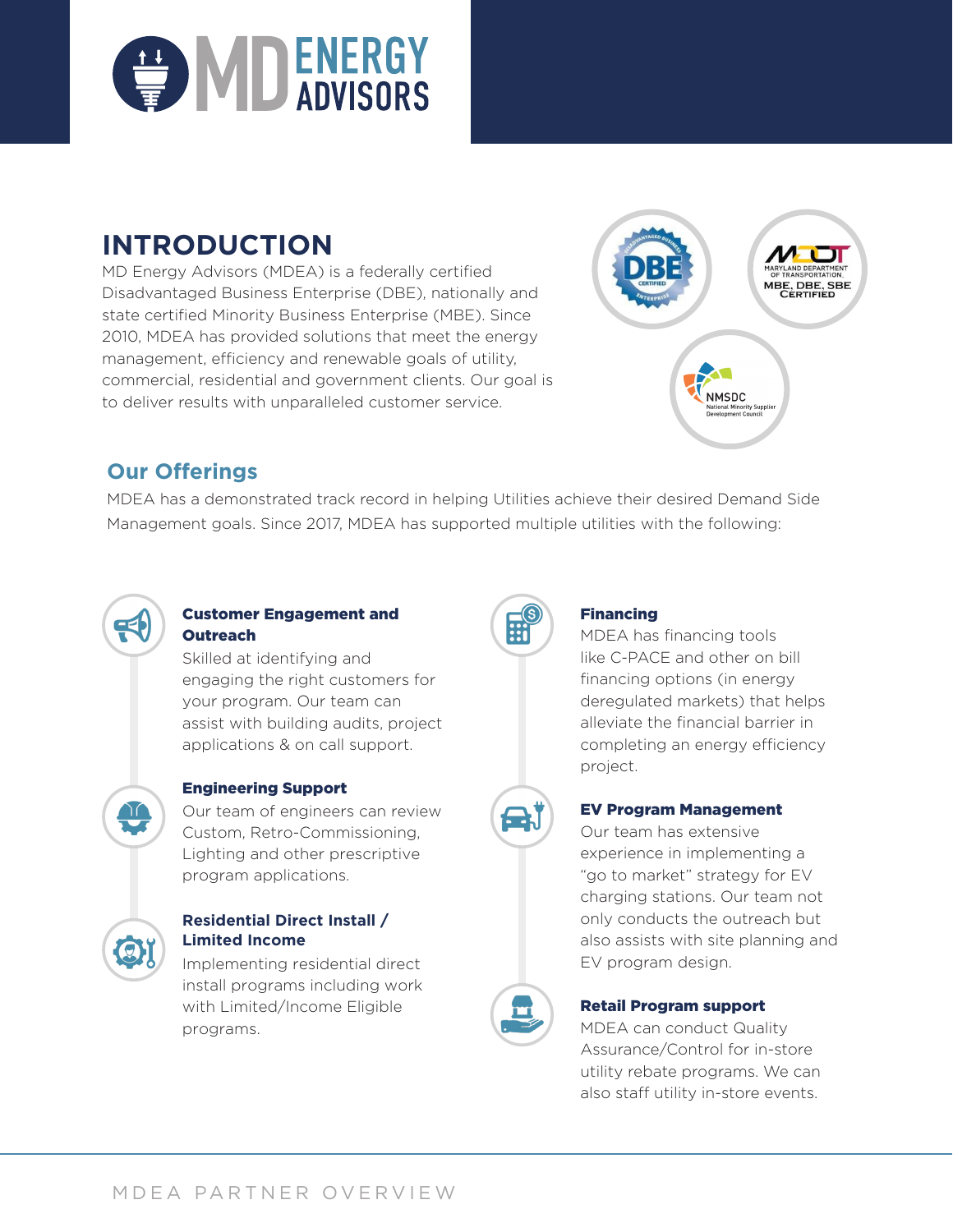# MD ENERGY ADVISORS

## INTRODUCTION

MD Energy Advisors (MDEA) is a federally certified Disadvantaged Business Enterprise (DBE), nationally and state certified Minority Business Enterprise (MBE). Since 2010, MDEA has provided solutions that meet the energy management, efficiency and renewable goals of utility, commercial, residential and government clients. Our goal is to deliver results with unparalleled customer service.

DBE Certified — Disadvantaged Business Enterprise

MDOT — Maryland Department of Transportation — MBE, DBE, SBE Certified

NMSDC — National Minority Supplier Development Council

## Our Offerings

MDEA has a demonstrated track record in helping Utilities achieve their desired Demand Side Management goals. Since 2017, MDEA has supported multiple utilities with the following:

### Customer Engagement and Outreach

Skilled at identifying and engaging the right customers for your program. Our team can assist with building audits, project applications & on call support.

### Engineering Support

Our team of engineers can review Custom, Retro-Commissioning, Lighting and other prescriptive program applications.

### Residential Direct Install / Limited Income

Implementing residential direct install programs including work with Limited/Income Eligible programs.

### Financing

MDEA has financing tools like C-PACE and other on bill financing options (in energy deregulated markets) that helps alleviate the financial barrier in completing an energy efficiency project.

### EV Program Management

Our team has extensive experience in implementing a "go to market" strategy for EV charging stations. Our team not only conducts the outreach but also assists with site planning and EV program design.

### Retail Program support

MDEA can conduct Quality Assurance/Control for in-store utility rebate programs. We can also staff utility in-store events.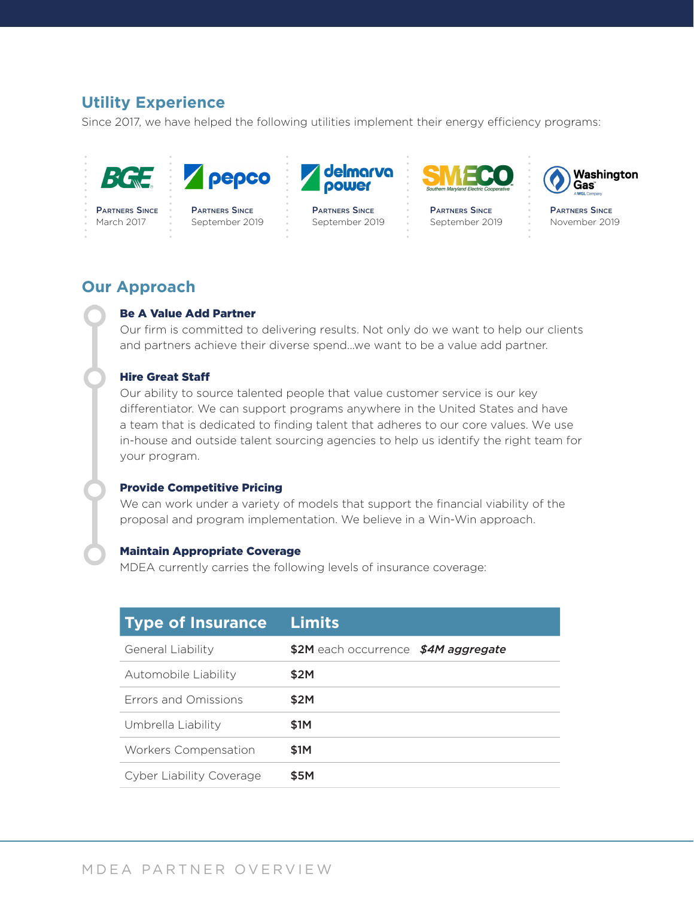## Utility Experience

Since 2017, we have helped the following utilities implement their energy efficiency programs:

- BGE — Partners Since March 2017
- pepco — Partners Since September 2019
- delmarva power — Partners Since September 2019
- SMECO (Southern Maryland Electric Cooperative) — Partners Since September 2019
- Washington Gas (A WGL Company) — Partners Since November 2019

## Our Approach

**Be A Value Add Partner**

Our firm is committed to delivering results. Not only do we want to help our clients and partners achieve their diverse spend...we want to be a value add partner.

**Hire Great Staff**

Our ability to source talented people that value customer service is our key differentiator. We can support programs anywhere in the United States and have a team that is dedicated to finding talent that adheres to our core values. We use in-house and outside talent sourcing agencies to help us identify the right team for your program.

**Provide Competitive Pricing**

We can work under a variety of models that support the financial viability of the proposal and program implementation. We believe in a Win-Win approach.

**Maintain Appropriate Coverage**

MDEA currently carries the following levels of insurance coverage:

| Type of Insurance | Limits |
|---|---|
| General Liability | **$2M** each occurrence ***$4M aggregate*** |
| Automobile Liability | **$2M** |
| Errors and Omissions | **$2M** |
| Umbrella Liability | **$1M** |
| Workers Compensation | **$1M** |
| Cyber Liability Coverage | **$5M** |